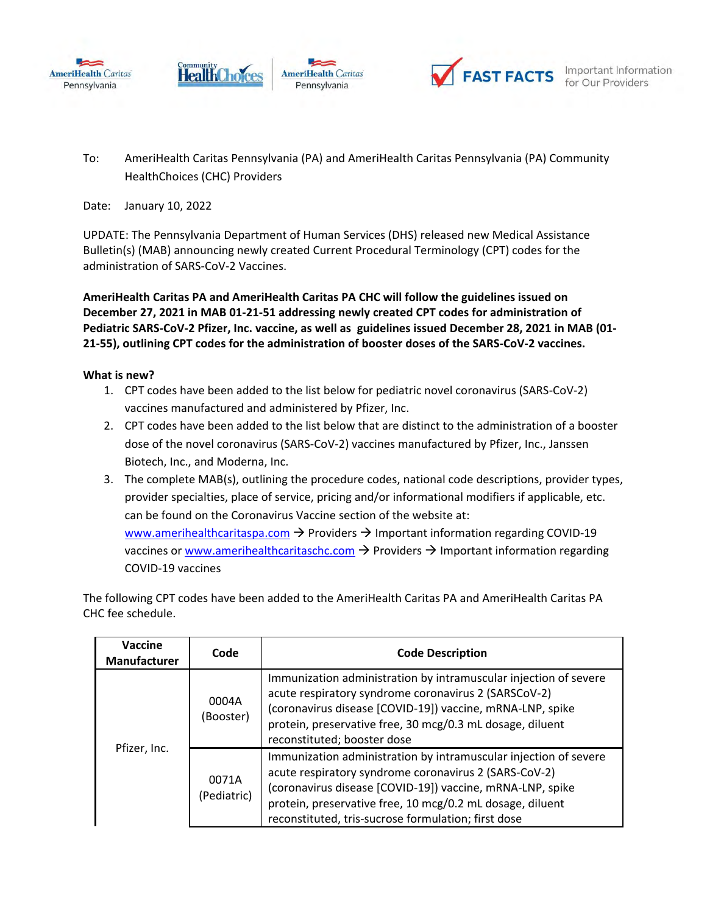AmeriHealth Caritas Pennsylvania | Community HealthChoices AmeriHealth Caritas Pennsylvania | FAST FACTS Important Information for Our Providers

To: AmeriHealth Caritas Pennsylvania (PA) and AmeriHealth Caritas Pennsylvania (PA) Community HealthChoices (CHC) Providers

Date: January 10, 2022

UPDATE: The Pennsylvania Department of Human Services (DHS) released new Medical Assistance Bulletin(s) (MAB) announcing newly created Current Procedural Terminology (CPT) codes for the administration of SARS-CoV-2 Vaccines.

**AmeriHealth Caritas PA and AmeriHealth Caritas PA CHC will follow the guidelines issued on December 27, 2021 in MAB 01-21-51 addressing newly created CPT codes for administration of Pediatric SARS-CoV-2 Pfizer, Inc. vaccine, as well as guidelines issued December 28, 2021 in MAB (01-21-55), outlining CPT codes for the administration of booster doses of the SARS-CoV-2 vaccines.**

**What is new?**

1. CPT codes have been added to the list below for pediatric novel coronavirus (SARS-CoV-2) vaccines manufactured and administered by Pfizer, Inc.
2. CPT codes have been added to the list below that are distinct to the administration of a booster dose of the novel coronavirus (SARS-CoV-2) vaccines manufactured by Pfizer, Inc., Janssen Biotech, Inc., and Moderna, Inc.
3. The complete MAB(s), outlining the procedure codes, national code descriptions, provider types, provider specialties, place of service, pricing and/or informational modifiers if applicable, etc. can be found on the Coronavirus Vaccine section of the website at: www.amerihealthcaritaspa.com → Providers → Important information regarding COVID-19 vaccines or www.amerihealthcaritaschc.com → Providers → Important information regarding COVID-19 vaccines

The following CPT codes have been added to the AmeriHealth Caritas PA and AmeriHealth Caritas PA CHC fee schedule.

| Vaccine Manufacturer | Code | Code Description |
|---|---|---|
| Pfizer, Inc. | 0004A (Booster) | Immunization administration by intramuscular injection of severe acute respiratory syndrome coronavirus 2 (SARSCoV-2) (coronavirus disease [COVID-19]) vaccine, mRNA-LNP, spike protein, preservative free, 30 mcg/0.3 mL dosage, diluent reconstituted; booster dose |
| | 0071A (Pediatric) | Immunization administration by intramuscular injection of severe acute respiratory syndrome coronavirus 2 (SARS-CoV-2) (coronavirus disease [COVID-19]) vaccine, mRNA-LNP, spike protein, preservative free, 10 mcg/0.2 mL dosage, diluent reconstituted, tris-sucrose formulation; first dose |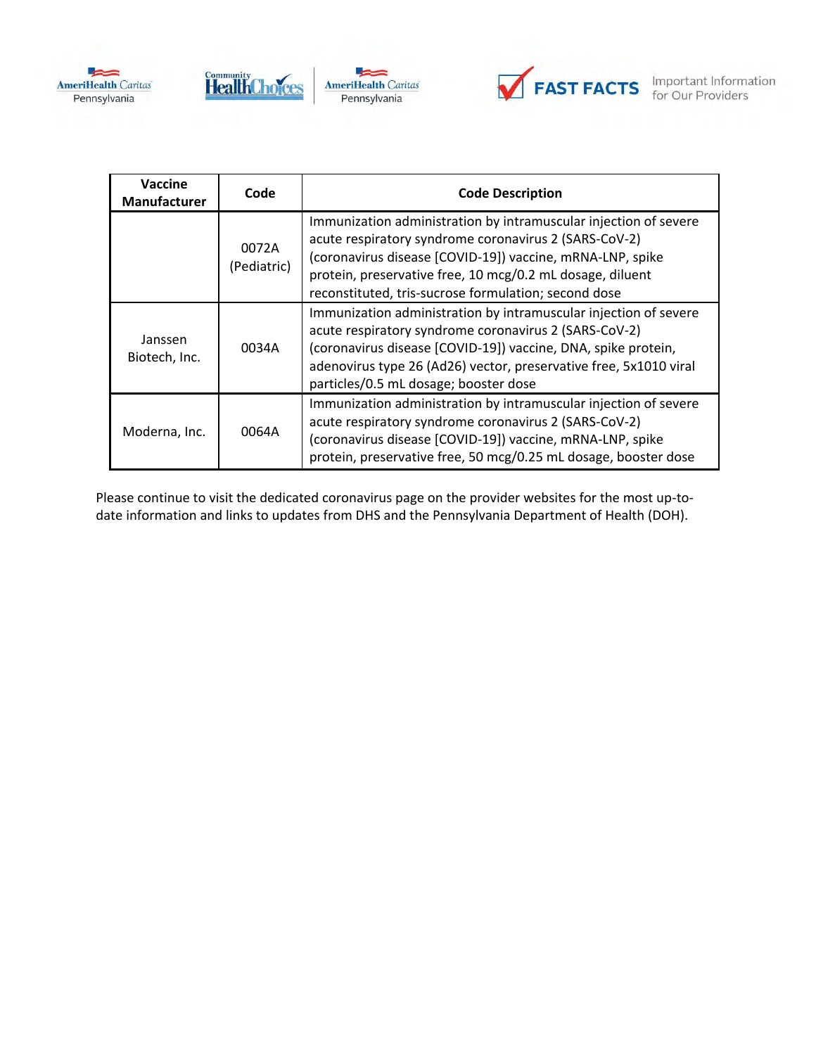| Vaccine Manufacturer | Code | Code Description |
| --- | --- | --- |
| | 0072A (Pediatric) | Immunization administration by intramuscular injection of severe acute respiratory syndrome coronavirus 2 (SARS-CoV-2) (coronavirus disease [COVID-19]) vaccine, mRNA-LNP, spike protein, preservative free, 10 mcg/0.2 mL dosage, diluent reconstituted, tris-sucrose formulation; second dose |
| Janssen Biotech, Inc. | 0034A | Immunization administration by intramuscular injection of severe acute respiratory syndrome coronavirus 2 (SARS-CoV-2) (coronavirus disease [COVID-19]) vaccine, DNA, spike protein, adenovirus type 26 (Ad26) vector, preservative free, 5x1010 viral particles/0.5 mL dosage; booster dose |
| Moderna, Inc. | 0064A | Immunization administration by intramuscular injection of severe acute respiratory syndrome coronavirus 2 (SARS-CoV-2) (coronavirus disease [COVID-19]) vaccine, mRNA-LNP, spike protein, preservative free, 50 mcg/0.25 mL dosage, booster dose |

Please continue to visit the dedicated coronavirus page on the provider websites for the most up-to-date information and links to updates from DHS and the Pennsylvania Department of Health (DOH).